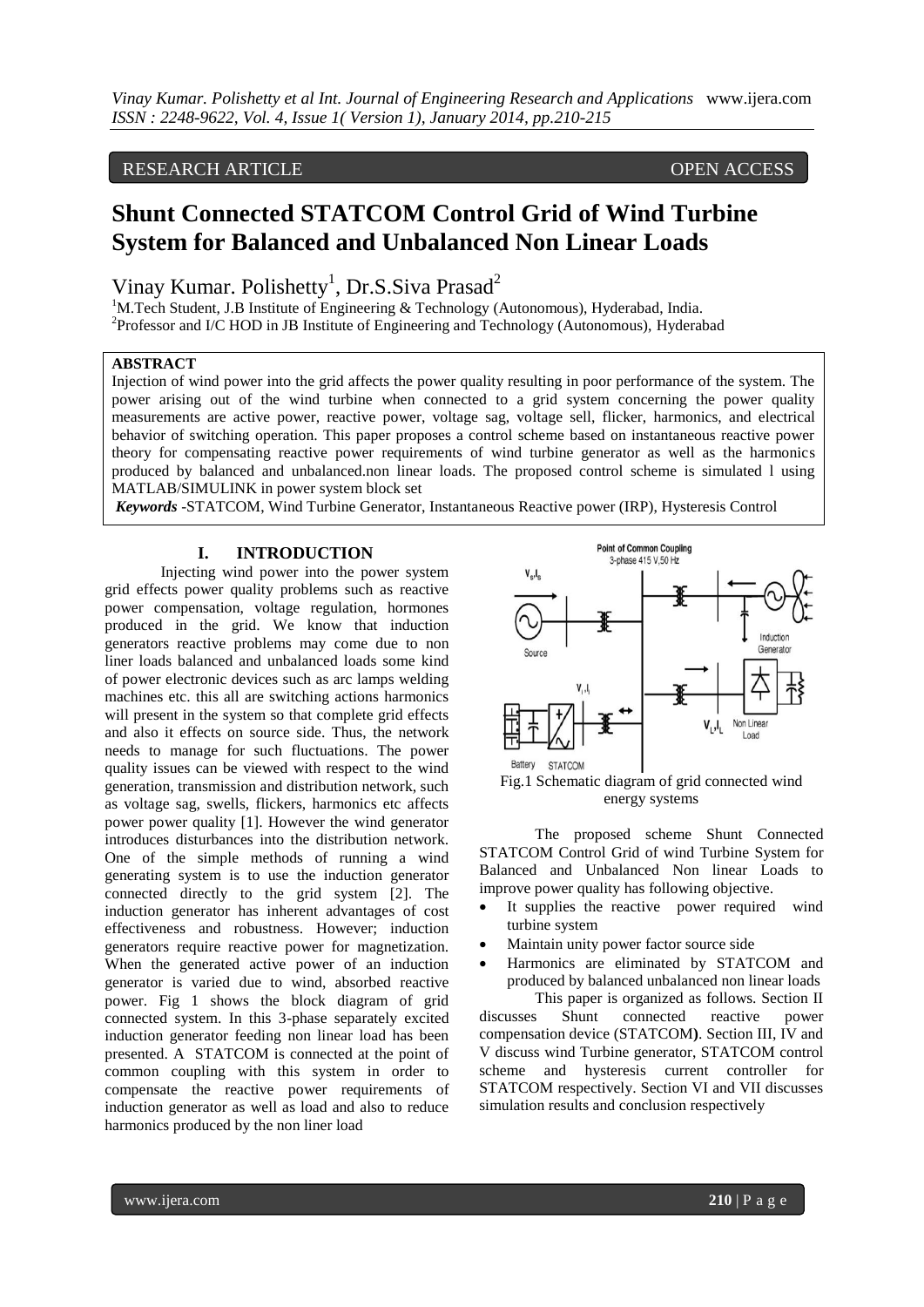RESEARCH ARTICLE OPEN ACCESS

# Shunt Connected STATCOM Control Grid of Wind Turbine System for Balanced and Unbalanced Non Linear Loads

Vinay Kumar. Polishetty[1], Dr.S.Siva Prasad[2]

[1]M.Tech Student, J.B Institute of Engineering & Technology (Autonomous), Hyderabad, India.
[2]Professor and I/C HOD in JB Institute of Engineering and Technology (Autonomous), Hyderabad

**ABSTRACT**

Injection of wind power into the grid affects the power quality resulting in poor performance of the system. The power arising out of the wind turbine when connected to a grid system concerning the power quality measurements are active power, reactive power, voltage sag, voltage sell, flicker, harmonics, and electrical behavior of switching operation. This paper proposes a control scheme based on instantaneous reactive power theory for compensating reactive power requirements of wind turbine generator as well as the harmonics produced by balanced and unbalanced.non linear loads. The proposed control scheme is simulated l using MATLAB/SIMULINK in power system block set

***Keywords*** -STATCOM, Wind Turbine Generator, Instantaneous Reactive power (IRP), Hysteresis Control

## I. INTRODUCTION

Injecting wind power into the power system grid effects power quality problems such as reactive power compensation, voltage regulation, hormones produced in the grid. We know that induction generators reactive problems may come due to non liner loads balanced and unbalanced loads some kind of power electronic devices such as arc lamps welding machines etc. this all are switching actions harmonics will present in the system so that complete grid effects and also it effects on source side. Thus, the network needs to manage for such fluctuations. The power quality issues can be viewed with respect to the wind generation, transmission and distribution network, such as voltage sag, swells, flickers, harmonics etc affects power power quality [1]. However the wind generator introduces disturbances into the distribution network. One of the simple methods of running a wind generating system is to use the induction generator connected directly to the grid system [2]. The induction generator has inherent advantages of cost effectiveness and robustness. However; induction generators require reactive power for magnetization. When the generated active power of an induction generator is varied due to wind, absorbed reactive power. Fig 1 shows the block diagram of grid connected system. In this 3-phase separately excited induction generator feeding non linear load has been presented. A STATCOM is connected at the point of common coupling with this system in order to compensate the reactive power requirements of induction generator as well as load and also to reduce harmonics produced by the non liner load

Fig.1 Schematic diagram of grid connected wind energy systems

The proposed scheme Shunt Connected STATCOM Control Grid of wind Turbine System for Balanced and Unbalanced Non linear Loads to improve power quality has following objective.

- It supplies the reactive power required wind turbine system
- Maintain unity power factor source side
- Harmonics are eliminated by STATCOM and produced by balanced unbalanced non linear loads

This paper is organized as follows. Section II discusses Shunt connected reactive power compensation device (STATCOM**)**. Section III, IV and V discuss wind Turbine generator, STATCOM control scheme and hysteresis current controller for STATCOM respectively. Section VI and VII discusses simulation results and conclusion respectively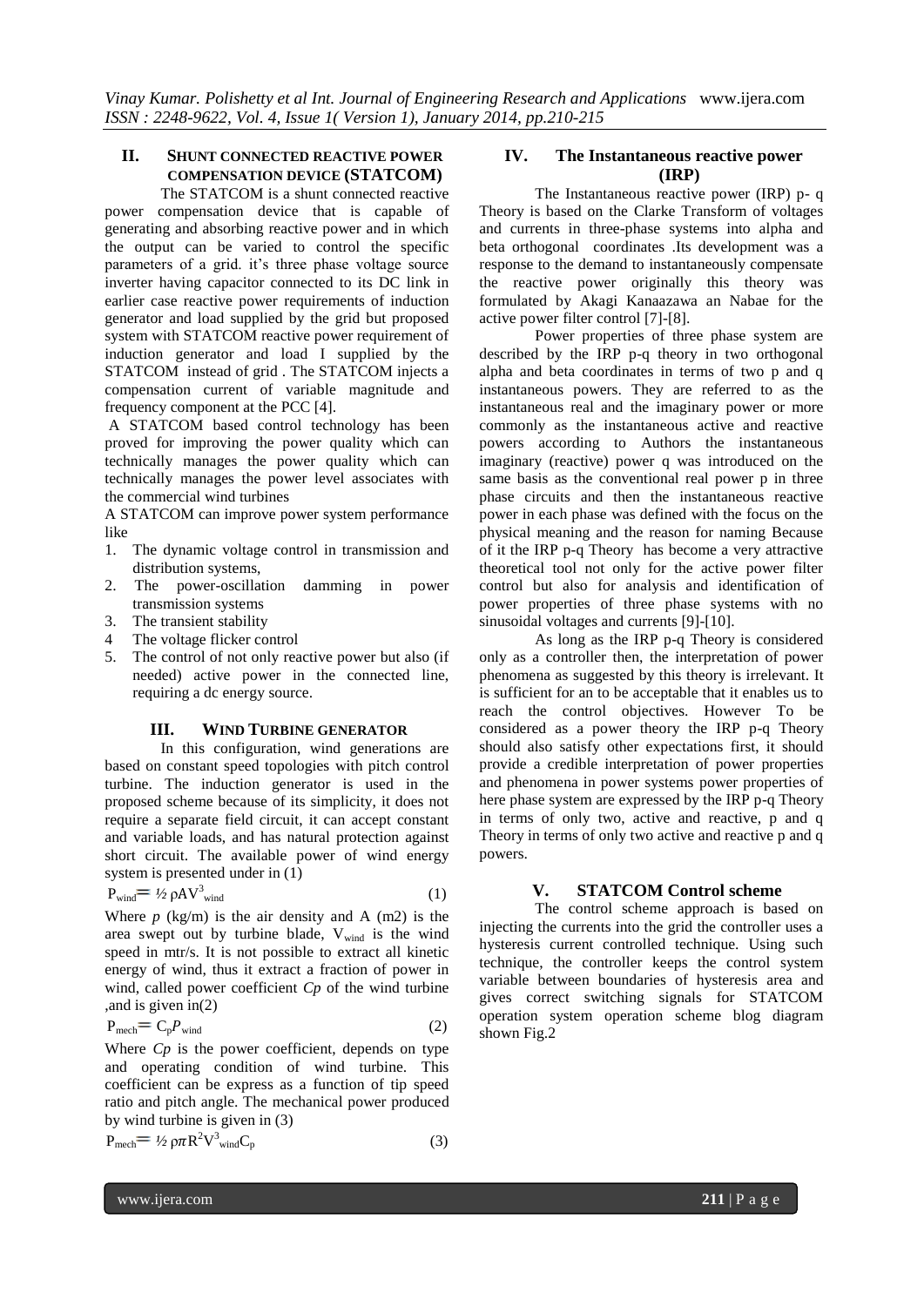## II. SHUNT CONNECTED REACTIVE POWER COMPENSATION DEVICE (STATCOM)

The STATCOM is a shunt connected reactive power compensation device that is capable of generating and absorbing reactive power and in which the output can be varied to control the specific parameters of a grid. it's three phase voltage source inverter having capacitor connected to its DC link in earlier case reactive power requirements of induction generator and load supplied by the grid but proposed system with STATCOM reactive power requirement of induction generator and load I supplied by the STATCOM instead of grid . The STATCOM injects a compensation current of variable magnitude and frequency component at the PCC [4].

A STATCOM based control technology has been proved for improving the power quality which can technically manages the power quality which can technically manages the power level associates with the commercial wind turbines

A STATCOM can improve power system performance like

1. The dynamic voltage control in transmission and distribution systems,
2. The power-oscillation damming in power transmission systems
3. The transient stability
4. The voltage flicker control
5. The control of not only reactive power but also (if needed) active power in the connected line, requiring a dc energy source.

## III. WIND TURBINE GENERATOR

In this configuration, wind generations are based on constant speed topologies with pitch control turbine. The induction generator is used in the proposed scheme because of its simplicity, it does not require a separate field circuit, it can accept constant and variable loads, and has natural protection against short circuit. The available power of wind energy system is presented under in (1)

$$P_{wind} = \frac{1}{2} \rho A V^3_{wind} \tag{1}$$

Where *p* (kg/m) is the air density and A (m2) is the area swept out by turbine blade, $V_{wind}$ is the wind speed in mtr/s. It is not possible to extract all kinetic energy of wind, thus it extract a fraction of power in wind, called power coefficient *Cp* of the wind turbine ,and is given in(2)

$$P_{mech} = C_p P_{wind} \tag{2}$$

Where *Cp* is the power coefficient, depends on type and operating condition of wind turbine. This coefficient can be express as a function of tip speed ratio and pitch angle. The mechanical power produced by wind turbine is given in (3)

$$P_{mech} = \frac{1}{2} \rho \pi R^2 V^3_{wind} C_p \tag{3}$$

## IV. The Instantaneous reactive power (IRP)

The Instantaneous reactive power (IRP) p- q Theory is based on the Clarke Transform of voltages and currents in three-phase systems into alpha and beta orthogonal coordinates .Its development was a response to the demand to instantaneously compensate the reactive power originally this theory was formulated by Akagi Kanaazawa an Nabae for the active power filter control [7]-[8].

Power properties of three phase system are described by the IRP p-q theory in two orthogonal alpha and beta coordinates in terms of two p and q instantaneous powers. They are referred to as the instantaneous real and the imaginary power or more commonly as the instantaneous active and reactive powers according to Authors the instantaneous imaginary (reactive) power q was introduced on the same basis as the conventional real power p in three phase circuits and then the instantaneous reactive power in each phase was defined with the focus on the physical meaning and the reason for naming Because of it the IRP p-q Theory has become a very attractive theoretical tool not only for the active power filter control but also for analysis and identification of power properties of three phase systems with no sinusoidal voltages and currents [9]-[10].

As long as the IRP p-q Theory is considered only as a controller then, the interpretation of power phenomena as suggested by this theory is irrelevant. It is sufficient for an to be acceptable that it enables us to reach the control objectives. However To be considered as a power theory the IRP p-q Theory should also satisfy other expectations first, it should provide a credible interpretation of power properties and phenomena in power systems power properties of here phase system are expressed by the IRP p-q Theory in terms of only two, active and reactive, p and q Theory in terms of only two active and reactive p and q powers.

## V. STATCOM Control scheme

The control scheme approach is based on injecting the currents into the grid the controller uses a hysteresis current controlled technique. Using such technique, the controller keeps the control system variable between boundaries of hysteresis area and gives correct switching signals for STATCOM operation system operation scheme blog diagram shown Fig.2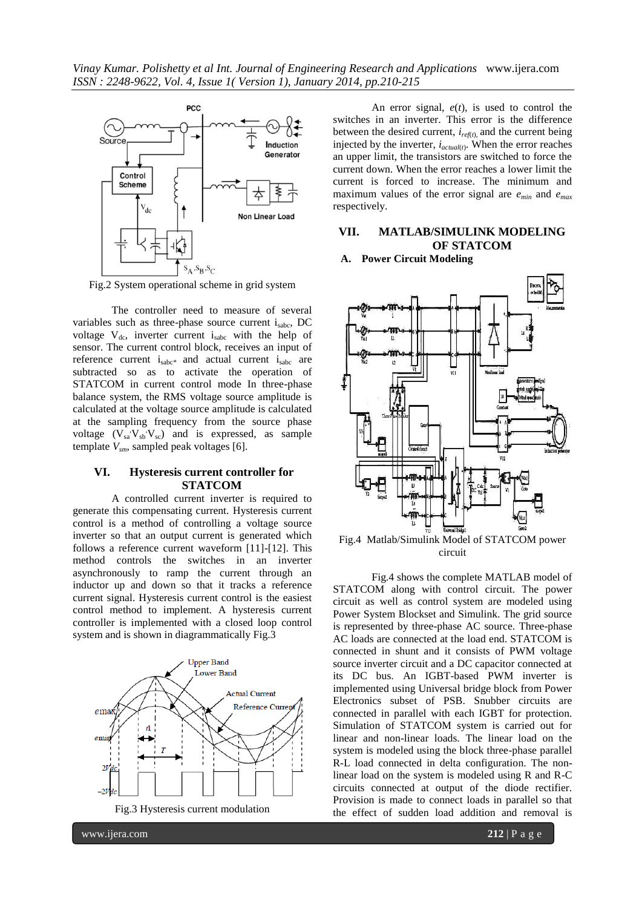Fig.2 System operational scheme in grid system

The controller need to measure of several variables such as three-phase source current $i_{sabc}$, DC voltage $V_{dc}$, inverter current $i_{sabc}$ with the help of sensor. The current control block, receives an input of reference current $i_{sabc*}$ and actual current $i_{sabc}$ are subtracted so as to activate the operation of STATCOM in current control mode In three-phase balance system, the RMS voltage source amplitude is calculated at the voltage source amplitude is calculated at the sampling frequency from the source phase voltage ($V_{sa}$ $V_{sb}$ $V_{sc}$) and is expressed, as sample template $V_{sm}$, sampled peak voltages [6].

## VI. Hysteresis current controller for STATCOM

A controlled current inverter is required to generate this compensating current. Hysteresis current control is a method of controlling a voltage source inverter so that an output current is generated which follows a reference current waveform [11]-[12]. This method controls the switches in an inverter asynchronously to ramp the current through an inductor up and down so that it tracks a reference current signal. Hysteresis current control is the easiest control method to implement. A hysteresis current controller is implemented with a closed loop control system and is shown in diagrammatically Fig.3

Fig.3 Hysteresis current modulation

An error signal, $e(t)$, is used to control the switches in an inverter. This error is the difference between the desired current, $i_{ref(t)}$, and the current being injected by the inverter, $i_{actual(t)}$. When the error reaches an upper limit, the transistors are switched to force the current down. When the error reaches a lower limit the current is forced to increase. The minimum and maximum values of the error signal are $e_{min}$ and $e_{max}$ respectively.

## VII. MATLAB/SIMULINK MODELING OF STATCOM

### A. Power Circuit Modeling

Fig.4 Matlab/Simulink Model of STATCOM power circuit

Fig.4 shows the complete MATLAB model of STATCOM along with control circuit. The power circuit as well as control system are modeled using Power System Blockset and Simulink. The grid source is represented by three-phase AC source. Three-phase AC loads are connected at the load end. STATCOM is connected in shunt and it consists of PWM voltage source inverter circuit and a DC capacitor connected at its DC bus. An IGBT-based PWM inverter is implemented using Universal bridge block from Power Electronics subset of PSB. Snubber circuits are connected in parallel with each IGBT for protection. Simulation of STATCOM system is carried out for linear and non-linear loads. The linear load on the system is modeled using the block three-phase parallel R-L load connected in delta configuration. The non-linear load on the system is modeled using R and R-C circuits connected at output of the diode rectifier. Provision is made to connect loads in parallel so that the effect of sudden load addition and removal is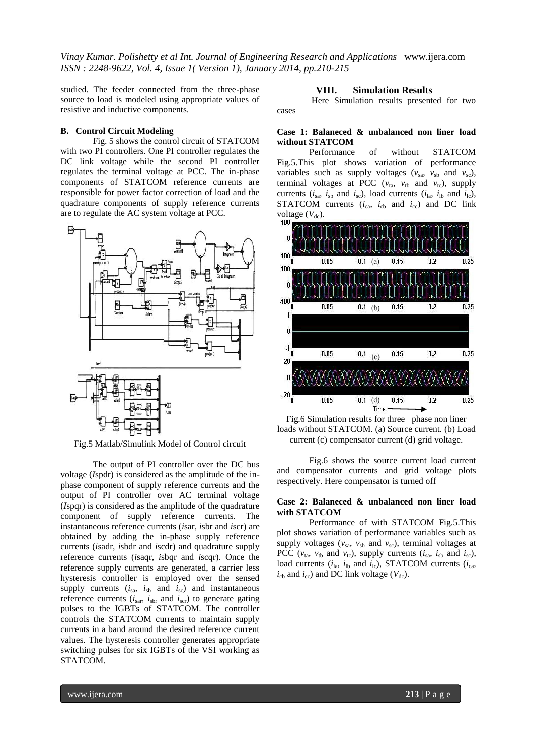studied. The feeder connected from the three-phase source to load is modeled using appropriate values of resistive and inductive components.

### B. Control Circuit Modeling

Fig. 5 shows the control circuit of STATCOM with two PI controllers. One PI controller regulates the DC link voltage while the second PI controller regulates the terminal voltage at PCC. The in-phase components of STATCOM reference currents are responsible for power factor correction of load and the quadrature components of supply reference currents are to regulate the AC system voltage at PCC.

Fig.5 Matlab/Simulink Model of Control circuit

The output of PI controller over the DC bus voltage (*I*spdr) is considered as the amplitude of the in-phase component of supply reference currents and the output of PI controller over AC terminal voltage (*I*spqr) is considered as the amplitude of the quadrature component of supply reference currents. The instantaneous reference currents (*i*sar, *i*sbr and *i*scr) are obtained by adding the in-phase supply reference currents (*i*sadr, *i*sbdr and *i*scdr) and quadrature supply reference currents (*i*saqr, *i*sbqr and *i*scqr). Once the reference supply currents are generated, a carrier less hysteresis controller is employed over the sensed supply currents ($i_{sa}$, $i_{sb}$ and $i_{sc}$) and instantaneous reference currents ($i_{sar}$, $i_{sbr}$ and $i_{scr}$) to generate gating pulses to the IGBTs of STATCOM. The controller controls the STATCOM currents to maintain supply currents in a band around the desired reference current values. The hysteresis controller generates appropriate switching pulses for six IGBTs of the VSI working as STATCOM.

## VIII. Simulation Results

Here Simulation results presented for two cases

**Case 1: Balaneced & unbalanced non liner load without STATCOM**

Performance of without STATCOM Fig.5.This plot shows variation of performance variables such as supply voltages ($v_{sa}$, $v_{sb}$ and $v_{sc}$), terminal voltages at PCC ($v_{ta}$, $v_{tb}$ and $v_{tc}$), supply currents ($i_{sa}$, $i_{sb}$ and $i_{sc}$), load currents ($i_{la}$, $i_{lb}$ and $i_{lc}$), STATCOM currents ($i_{ca}$, $i_{cb}$ and $i_{cc}$) and DC link voltage ($V_{dc}$).

Fig.6 Simulation results for three phase non liner loads without STATCOM. (a) Source current. (b) Load current (c) compensator current (d) grid voltage.

Fig.6 shows the source current load current and compensator currents and grid voltage plots respectively. Here compensator is turned off

**Case 2: Balaneced & unbalanced non liner load with STATCOM**

Performance of with STATCOM Fig.5.This plot shows variation of performance variables such as supply voltages ($v_{sa}$, $v_{sb}$ and $v_{sc}$), terminal voltages at PCC ($v_{ta}$, $v_{tb}$ and $v_{tc}$), supply currents ($i_{sa}$, $i_{sb}$ and $i_{sc}$), load currents ($i_{la}$, $i_{lb}$ and $i_{lc}$), STATCOM currents ($i_{ca}$, $i_{cb}$ and $i_{cc}$) and DC link voltage ($V_{dc}$).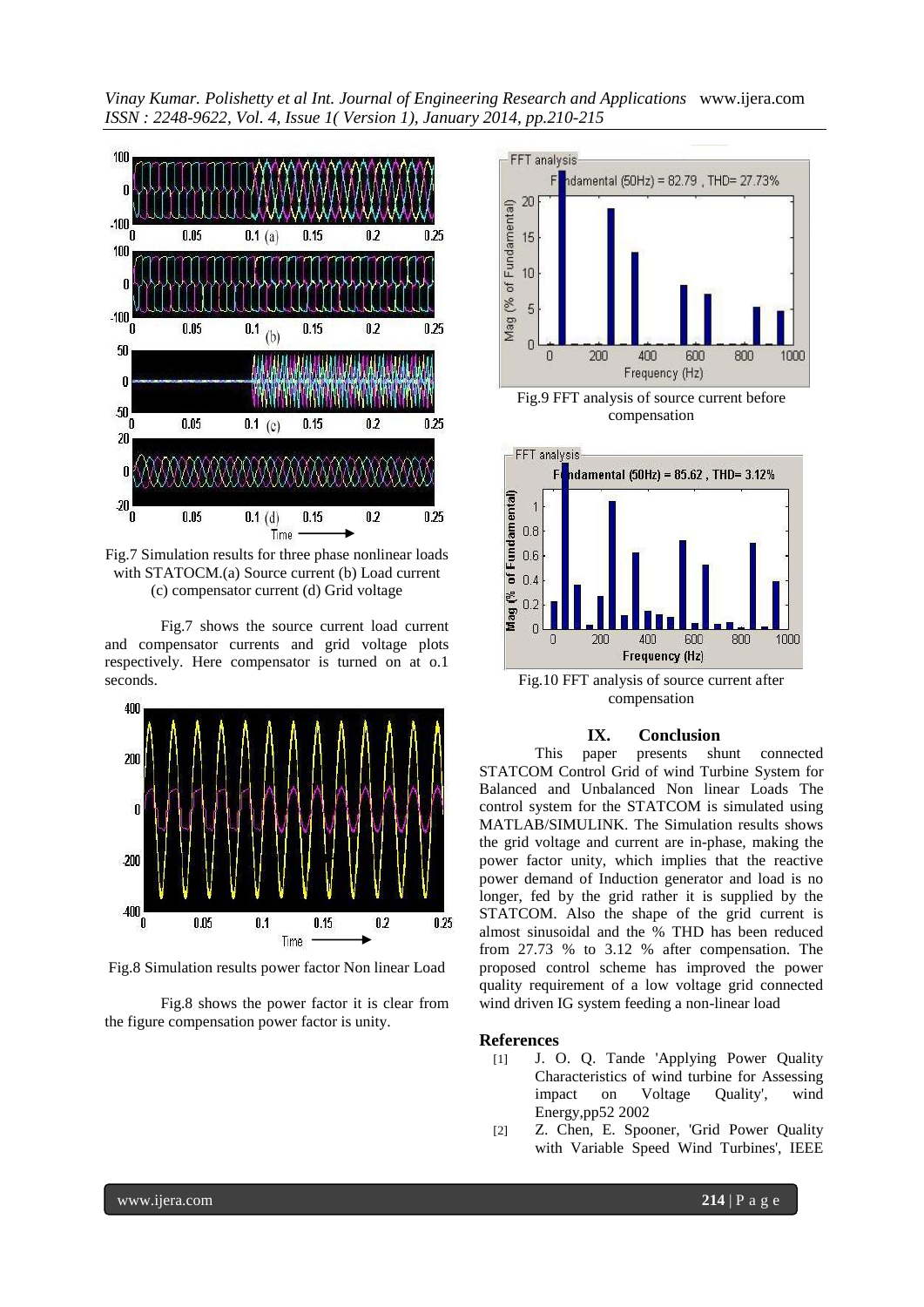Fig.7 Simulation results for three phase nonlinear loads with STATOCM.(a) Source current (b) Load current (c) compensator current (d) Grid voltage

Fig.7 shows the source current load current and compensator currents and grid voltage plots respectively. Here compensator is turned on at o.1 seconds.

Fig.8 Simulation results power factor Non linear Load

Fig.8 shows the power factor it is clear from the figure compensation power factor is unity.

Fig.9 FFT analysis of source current before compensation

Fig.10 FFT analysis of source current after compensation

## IX. Conclusion

This paper presents shunt connected STATCOM Control Grid of wind Turbine System for Balanced and Unbalanced Non linear Loads The control system for the STATCOM is simulated using MATLAB/SIMULINK. The Simulation results shows the grid voltage and current are in-phase, making the power factor unity, which implies that the reactive power demand of Induction generator and load is no longer, fed by the grid rather it is supplied by the STATCOM. Also the shape of the grid current is almost sinusoidal and the % THD has been reduced from 27.73 % to 3.12 % after compensation. The proposed control scheme has improved the power quality requirement of a low voltage grid connected wind driven IG system feeding a non-linear load

## References

[1] J. O. Q. Tande 'Applying Power Quality Characteristics of wind turbine for Assessing impact on Voltage Quality', wind Energy,pp52 2002

[2] Z. Chen, E. Spooner, 'Grid Power Quality with Variable Speed Wind Turbines', IEEE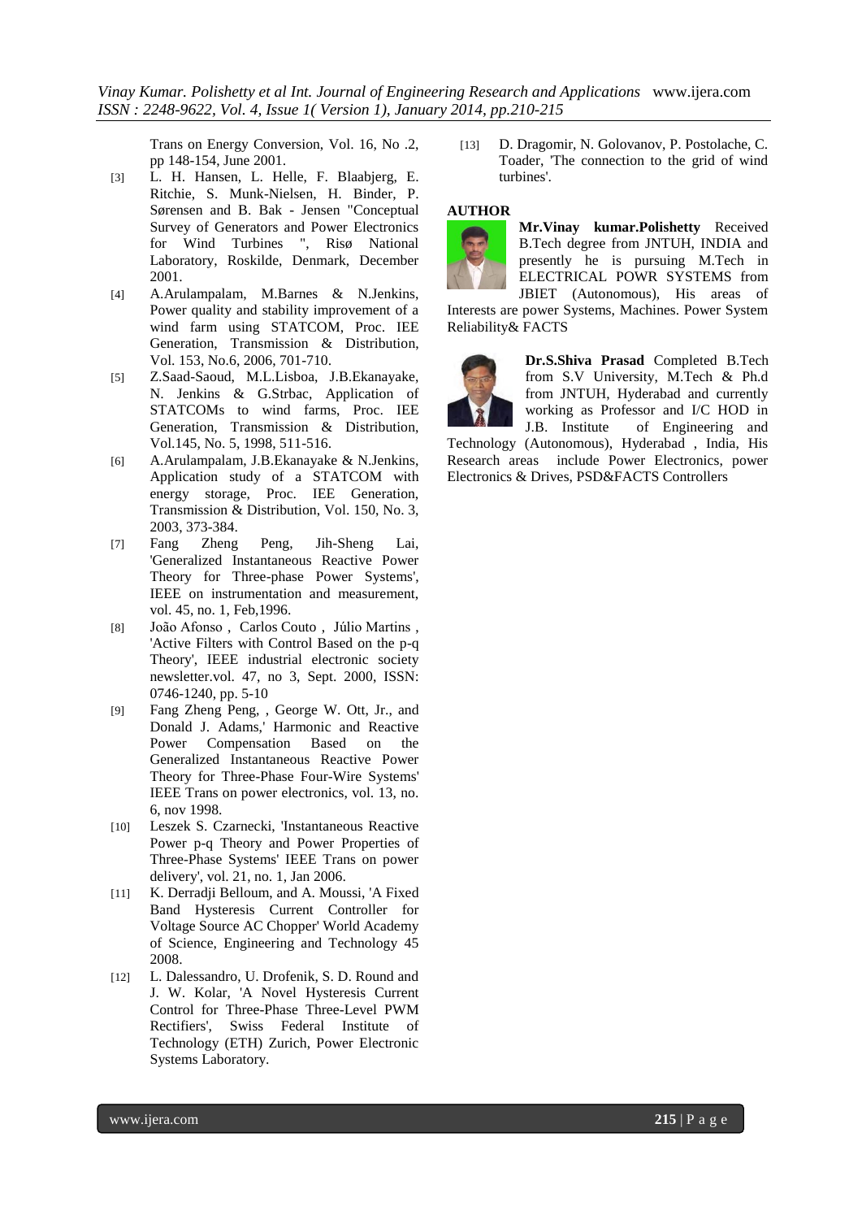Trans on Energy Conversion, Vol. 16, No .2, pp 148-154, June 2001.

[3] L. H. Hansen, L. Helle, F. Blaabjerg, E. Ritchie, S. Munk-Nielsen, H. Binder, P. Sørensen and B. Bak - Jensen "Conceptual Survey of Generators and Power Electronics for Wind Turbines ", Risø National Laboratory, Roskilde, Denmark, December 2001.

[4] A.Arulampalam, M.Barnes & N.Jenkins, Power quality and stability improvement of a wind farm using STATCOM, Proc. IEE Generation, Transmission & Distribution, Vol. 153, No.6, 2006, 701-710.

[5] Z.Saad-Saoud, M.L.Lisboa, J.B.Ekanayake, N. Jenkins & G.Strbac, Application of STATCOMs to wind farms, Proc. IEE Generation, Transmission & Distribution, Vol.145, No. 5, 1998, 511-516.

[6] A.Arulampalam, J.B.Ekanayake & N.Jenkins, Application study of a STATCOM with energy storage, Proc. IEE Generation, Transmission & Distribution, Vol. 150, No. 3, 2003, 373-384.

[7] Fang Zheng Peng, Jih-Sheng Lai, 'Generalized Instantaneous Reactive Power Theory for Three-phase Power Systems', IEEE on instrumentation and measurement, vol. 45, no. 1, Feb,1996.

[8] João Afonso , Carlos Couto , Júlio Martins , 'Active Filters with Control Based on the p-q Theory', IEEE industrial electronic society newsletter.vol. 47, no 3, Sept. 2000, ISSN: 0746-1240, pp. 5-10

[9] Fang Zheng Peng, , George W. Ott, Jr., and Donald J. Adams,' Harmonic and Reactive Power Compensation Based on the Generalized Instantaneous Reactive Power Theory for Three-Phase Four-Wire Systems' IEEE Trans on power electronics, vol. 13, no. 6, nov 1998.

[10] Leszek S. Czarnecki, 'Instantaneous Reactive Power p-q Theory and Power Properties of Three-Phase Systems' IEEE Trans on power delivery', vol. 21, no. 1, Jan 2006.

[11] K. Derradji Belloum, and A. Moussi, 'A Fixed Band Hysteresis Current Controller for Voltage Source AC Chopper' World Academy of Science, Engineering and Technology 45 2008.

[12] L. Dalessandro, U. Drofenik, S. D. Round and J. W. Kolar, 'A Novel Hysteresis Current Control for Three-Phase Three-Level PWM Rectifiers', Swiss Federal Institute of Technology (ETH) Zurich, Power Electronic Systems Laboratory.

[13] D. Dragomir, N. Golovanov, P. Postolache, C. Toader, 'The connection to the grid of wind turbines'.

## AUTHOR

**Mr.Vinay kumar.Polishetty** Received B.Tech degree from JNTUH, INDIA and presently he is pursuing M.Tech in ELECTRICAL POWR SYSTEMS from JBIET (Autonomous), His areas of Interests are power Systems, Machines. Power System Reliability& FACTS

**Dr.S.Shiva Prasad** Completed B.Tech from S.V University, M.Tech & Ph.d from JNTUH, Hyderabad and currently working as Professor and I/C HOD in J.B. Institute of Engineering and Technology (Autonomous), Hyderabad , India, His Research areas include Power Electronics, power Electronics & Drives, PSD&FACTS Controllers